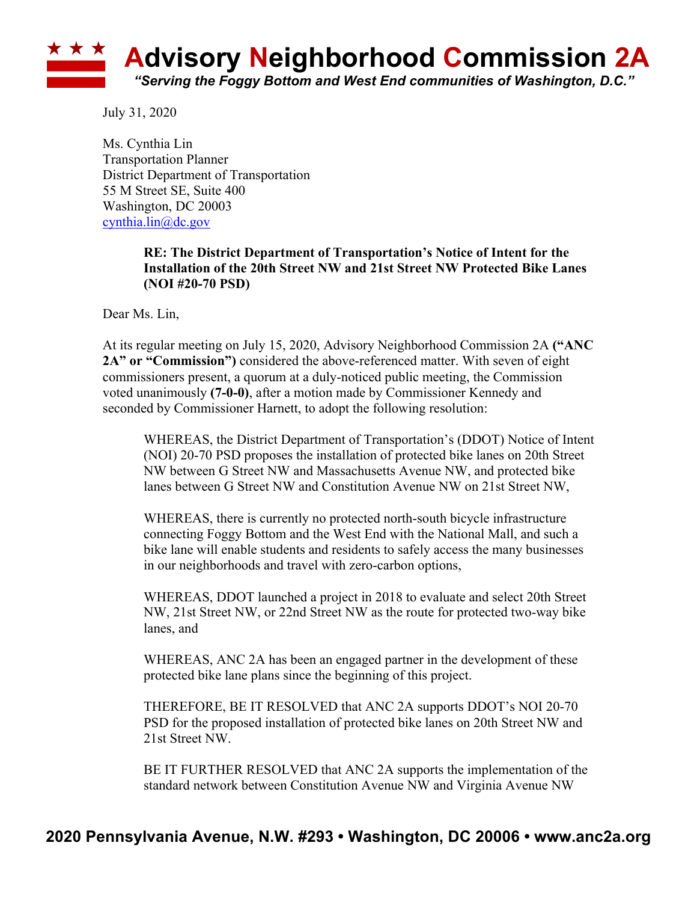# Advisory Neighborhood Commission 2A

*"Serving the Foggy Bottom and West End communities of Washington, D.C."*

July 31, 2020

Ms. Cynthia Lin
Transportation Planner
District Department of Transportation
55 M Street SE, Suite 400
Washington, DC 20003
cynthia.lin@dc.gov

**RE: The District Department of Transportation's Notice of Intent for the Installation of the 20th Street NW and 21st Street NW Protected Bike Lanes (NOI #20-70 PSD)**

Dear Ms. Lin,

At its regular meeting on July 15, 2020, Advisory Neighborhood Commission 2A **("ANC 2A" or "Commission")** considered the above-referenced matter. With seven of eight commissioners present, a quorum at a duly-noticed public meeting, the Commission voted unanimously **(7-0-0)**, after a motion made by Commissioner Kennedy and seconded by Commissioner Harnett, to adopt the following resolution:

> WHEREAS, the District Department of Transportation's (DDOT) Notice of Intent (NOI) 20-70 PSD proposes the installation of protected bike lanes on 20th Street NW between G Street NW and Massachusetts Avenue NW, and protected bike lanes between G Street NW and Constitution Avenue NW on 21st Street NW,
>
> WHEREAS, there is currently no protected north-south bicycle infrastructure connecting Foggy Bottom and the West End with the National Mall, and such a bike lane will enable students and residents to safely access the many businesses in our neighborhoods and travel with zero-carbon options,
>
> WHEREAS, DDOT launched a project in 2018 to evaluate and select 20th Street NW, 21st Street NW, or 22nd Street NW as the route for protected two-way bike lanes, and
>
> WHEREAS, ANC 2A has been an engaged partner in the development of these protected bike lane plans since the beginning of this project.
>
> THEREFORE, BE IT RESOLVED that ANC 2A supports DDOT's NOI 20-70 PSD for the proposed installation of protected bike lanes on 20th Street NW and 21st Street NW.
>
> BE IT FURTHER RESOLVED that ANC 2A supports the implementation of the standard network between Constitution Avenue NW and Virginia Avenue NW

**2020 Pennsylvania Avenue, N.W. #293 • Washington, DC 20006 • www.anc2a.org**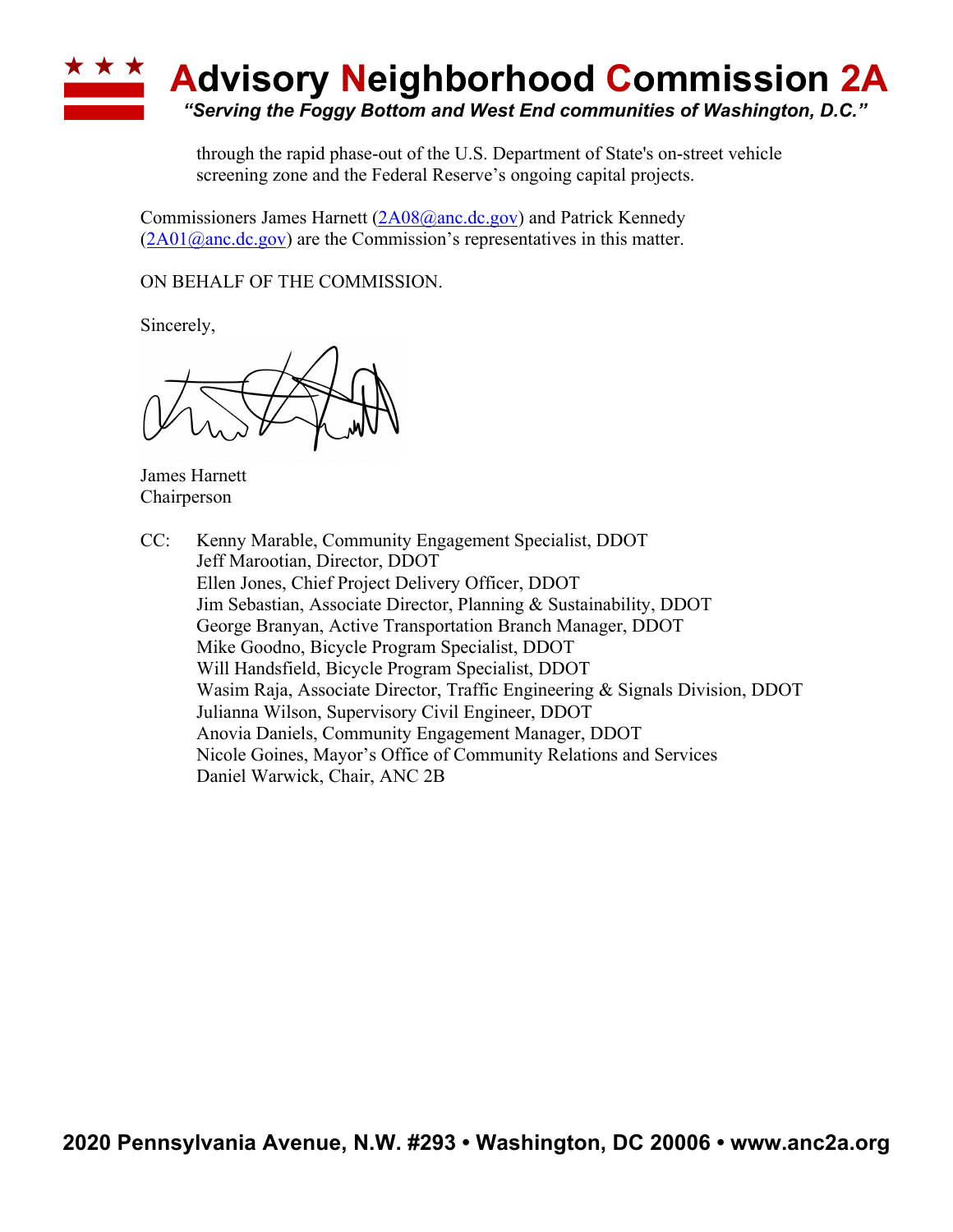through the rapid phase-out of the U.S. Department of State's on-street vehicle screening zone and the Federal Reserve's ongoing capital projects.

Commissioners James Harnett (2A08@anc.dc.gov) and Patrick Kennedy (2A01@anc.dc.gov) are the Commission's representatives in this matter.

ON BEHALF OF THE COMMISSION.

Sincerely,

James Harnett
Chairperson

CC: Kenny Marable, Community Engagement Specialist, DDOT
Jeff Marootian, Director, DDOT
Ellen Jones, Chief Project Delivery Officer, DDOT
Jim Sebastian, Associate Director, Planning & Sustainability, DDOT
George Branyan, Active Transportation Branch Manager, DDOT
Mike Goodno, Bicycle Program Specialist, DDOT
Will Handsfield, Bicycle Program Specialist, DDOT
Wasim Raja, Associate Director, Traffic Engineering & Signals Division, DDOT
Julianna Wilson, Supervisory Civil Engineer, DDOT
Anovia Daniels, Community Engagement Manager, DDOT
Nicole Goines, Mayor's Office of Community Relations and Services
Daniel Warwick, Chair, ANC 2B